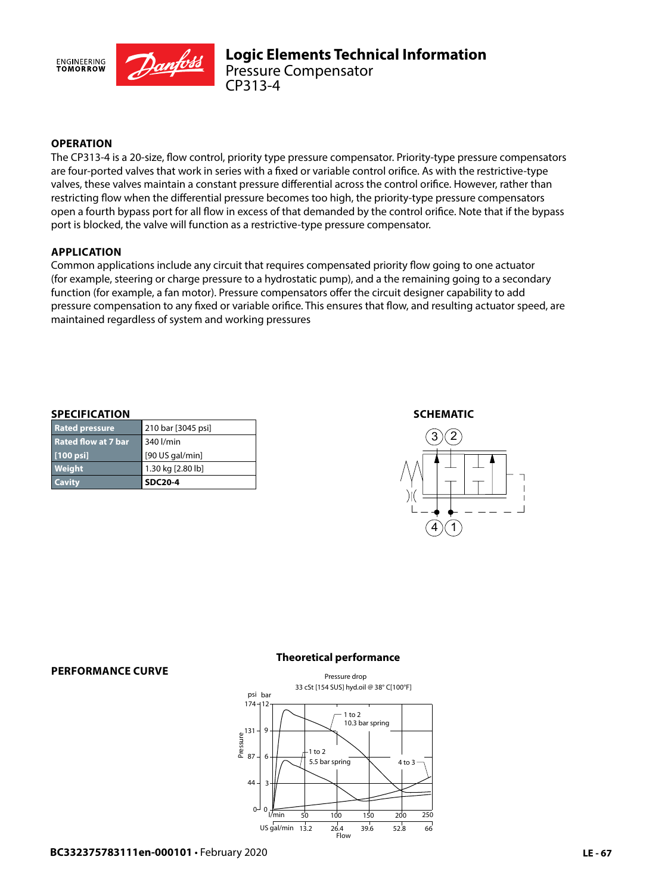# Logic Elements Technical Information

## Pressure Compensator

## CP313-4

### OPERATION

The CP313-4 is a 20-size, flow control, priority type pressure compensator. Priority-type pressure compensators are four-ported valves that work in series with a fixed or variable control orifice. As with the restrictive-type valves, these valves maintain a constant pressure differential across the control orifice. However, rather than restricting flow when the differential pressure becomes too high, the priority-type pressure compensators open a fourth bypass port for all flow in excess of that demanded by the control orifice. Note that if the bypass port is blocked, the valve will function as a restrictive-type pressure compensator.

### APPLICATION

Common applications include any circuit that requires compensated priority flow going to one actuator (for example, steering or charge pressure to a hydrostatic pump), and a the remaining going to a secondary function (for example, a fan motor). Pressure compensators offer the circuit designer capability to add pressure compensation to any fixed or variable orifice. This ensures that flow, and resulting actuator speed, are maintained regardless of system and working pressures

### SPECIFICATION

| | |
|---|---|
| Rated pressure | 210 bar [3045 psi] |
| Rated flow at 7 bar [100 psi] | 340 l/min [90 US gal/min] |
| Weight | 1.30 kg [2.80 lb] |
| Cavity | **SDC20-4** |

### SCHEMATIC

### PERFORMANCE CURVE

**Theoretical performance**

Pressure drop

33 cSt [154 SUS] hyd.oil @ 38° C[100°F]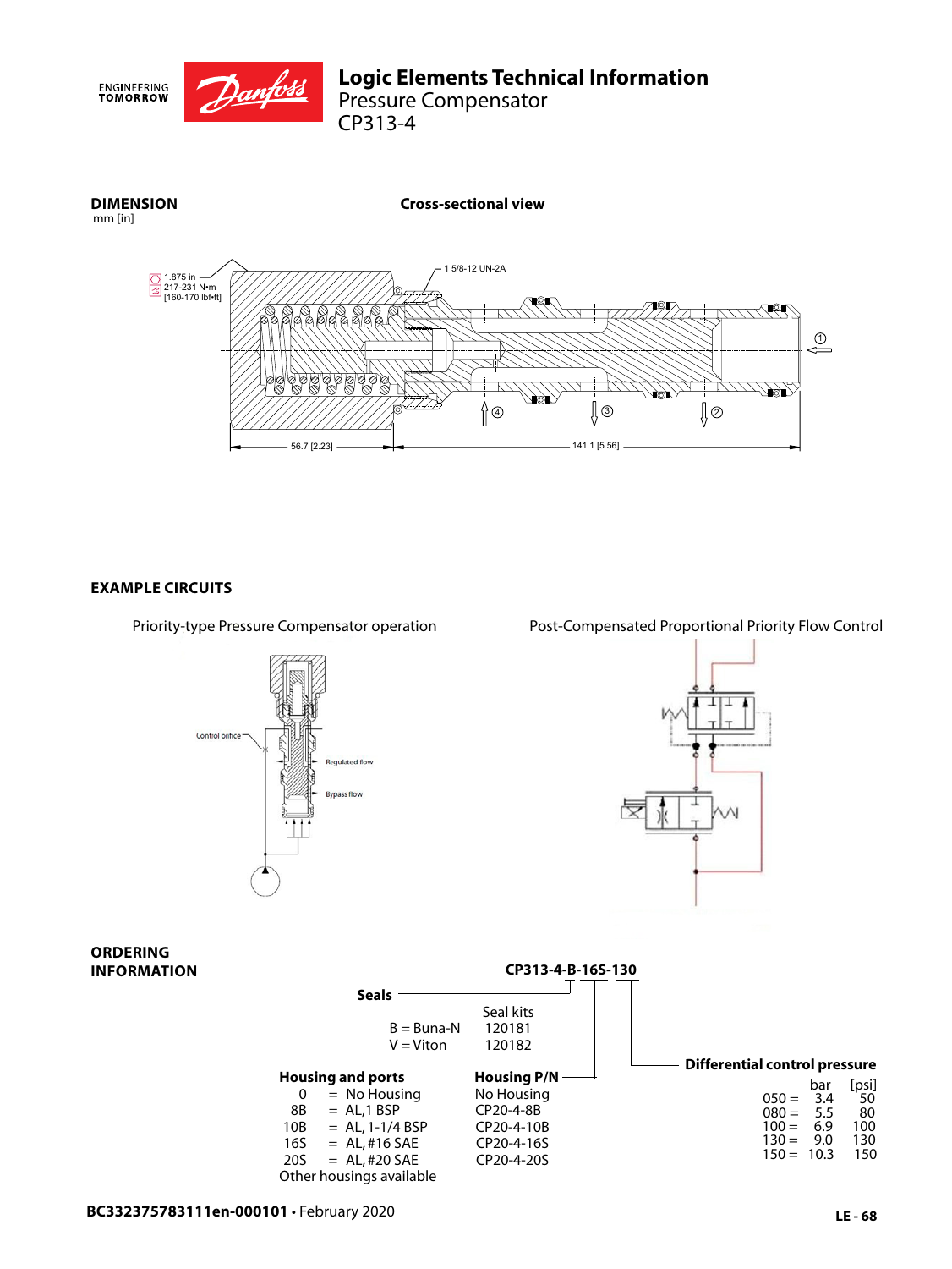# Logic Elements Technical Information
## Pressure Compensator
## CP313-4

**DIMENSION**
mm [in]

**Cross-sectional view**

1.875 in
217-231 N•m
[160-170 lbf•ft]

1 5/8-12 UN-2A

56.7 [2.23]

141.1 [5.56]

① ② ③ ④

## EXAMPLE CIRCUITS

Priority-type Pressure Compensator operation

Control orifice

Regulated flow

Bypass flow

Post-Compensated Proportional Priority Flow Control

## ORDERING INFORMATION

**CP313-4-B-16S-130**

**Seals**

| | Seal kits |
|---|---|
| B = Buna-N | 120181 |
| V = Viton | 120182 |

**Housing and ports**

| Housing and ports | | Housing P/N |
|---|---|---|
| 0 | = No Housing | No Housing |
| 8B | = AL,1 BSP | CP20-4-8B |
| 10B | = AL, 1-1/4 BSP | CP20-4-10B |
| 16S | = AL, #16 SAE | CP20-4-16S |
| 20S | = AL, #20 SAE | CP20-4-20S |

Other housings available

**Differential control pressure**

| | bar | [psi] |
|---|---|---|
| 050 = | 3.4 | 50 |
| 080 = | 5.5 | 80 |
| 100 = | 6.9 | 100 |
| 130 = | 9.0 | 130 |
| 150 = | 10.3 | 150 |

**BC332375783111en-000101** • February 2020